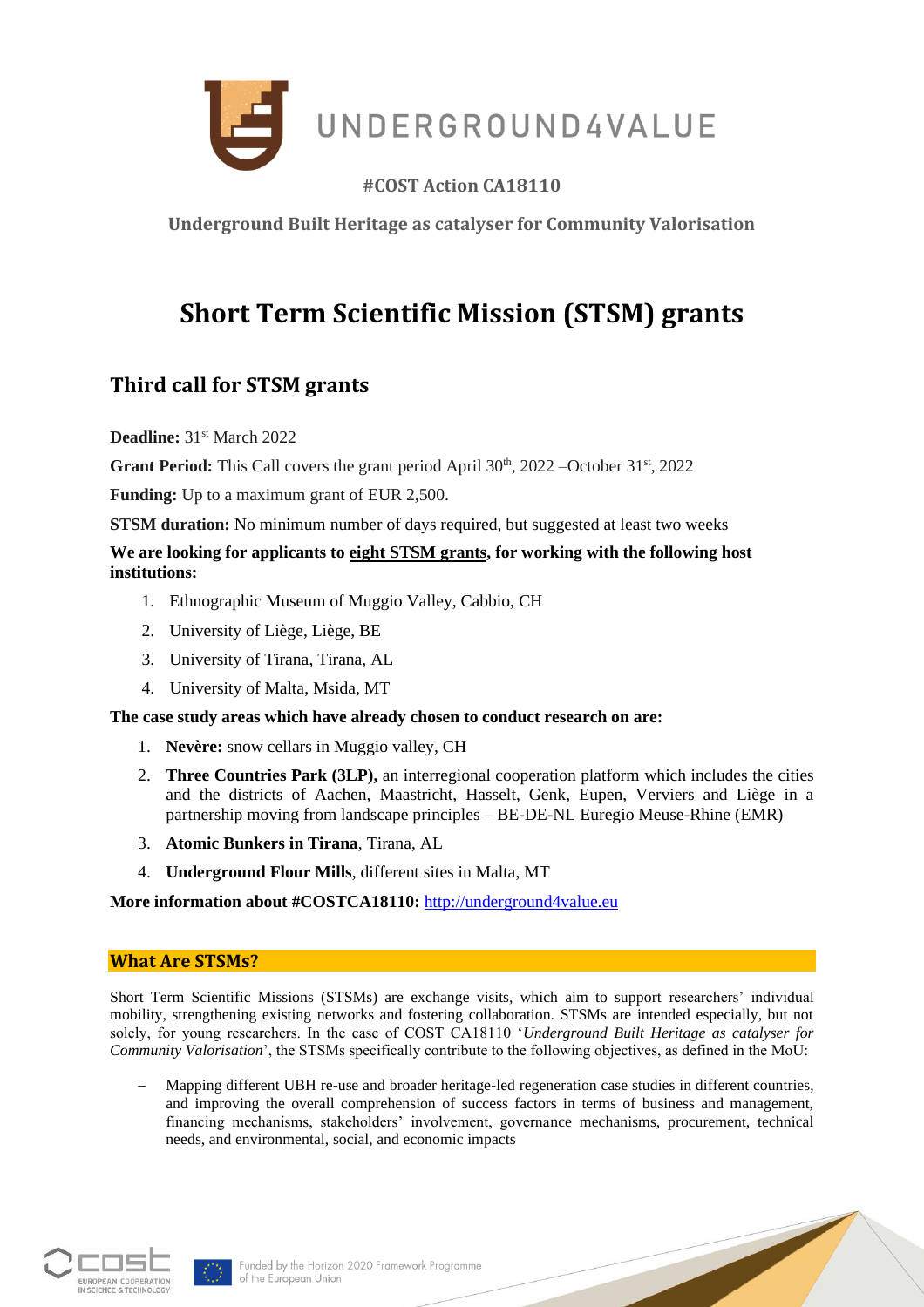UNDERGROUND4VALUE

**#COST Action CA18110**

**Underground Built Heritage as catalyser for Community Valorisation**

# Short Term Scientific Mission (STSM) grants

## Third call for STSM grants

**Deadline:** 31st March 2022

**Grant Period:** This Call covers the grant period April 30th, 2022 –October 31st, 2022

**Funding:** Up to a maximum grant of EUR 2,500.

**STSM duration:** No minimum number of days required, but suggested at least two weeks

**We are looking for applicants to eight STSM grants, for working with the following host institutions:**

1. Ethnographic Museum of Muggio Valley, Cabbio, CH
2. University of Liège, Liège, BE
3. University of Tirana, Tirana, AL
4. University of Malta, Msida, MT

**The case study areas which have already chosen to conduct research on are:**

1. **Nevère:** snow cellars in Muggio valley, CH
2. **Three Countries Park (3LP),** an interregional cooperation platform which includes the cities and the districts of Aachen, Maastricht, Hasselt, Genk, Eupen, Verviers and Liège in a partnership moving from landscape principles – BE-DE-NL Euregio Meuse-Rhine (EMR)
3. **Atomic Bunkers in Tirana**, Tirana, AL
4. **Underground Flour Mills**, different sites in Malta, MT

**More information about #COSTCA18110:** http://underground4value.eu

### What Are STSMs?

Short Term Scientific Missions (STSMs) are exchange visits, which aim to support researchers' individual mobility, strengthening existing networks and fostering collaboration. STSMs are intended especially, but not solely, for young researchers. In the case of COST CA18110 '*Underground Built Heritage as catalyser for Community Valorisation*', the STSMs specifically contribute to the following objectives, as defined in the MoU:

- Mapping different UBH re-use and broader heritage-led regeneration case studies in different countries, and improving the overall comprehension of success factors in terms of business and management, financing mechanisms, stakeholders' involvement, governance mechanisms, procurement, technical needs, and environmental, social, and economic impacts

Funded by the Horizon 2020 Framework Programme of the European Union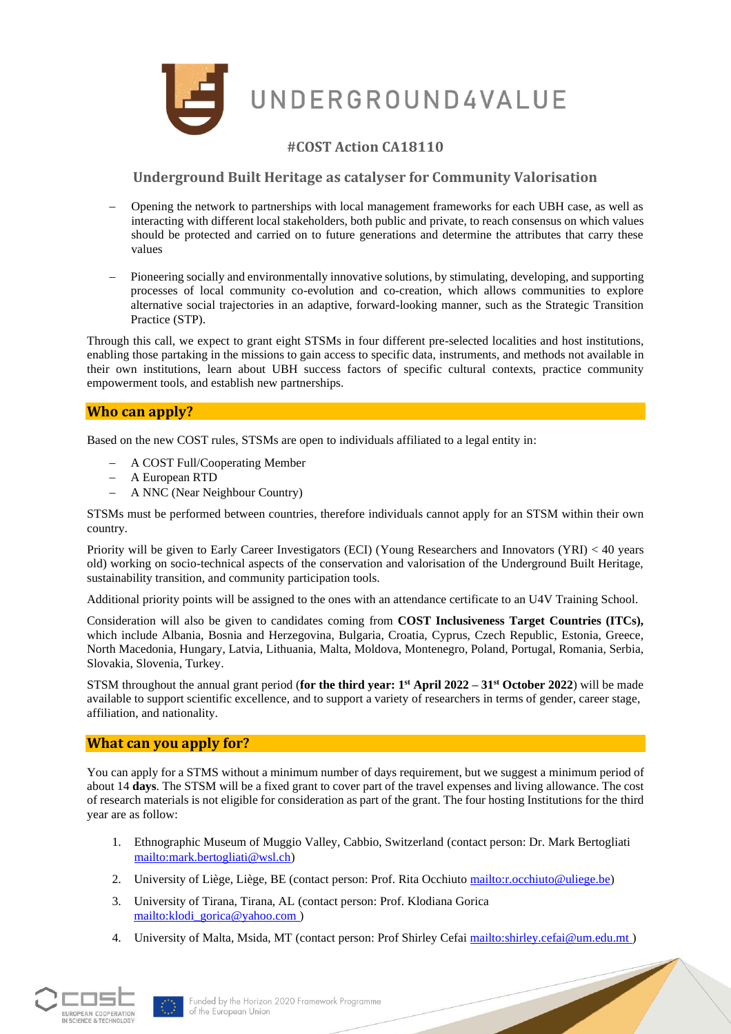# UNDERGROUND4VALUE

## #COST Action CA18110

## Underground Built Heritage as catalyser for Community Valorisation

- Opening the network to partnerships with local management frameworks for each UBH case, as well as interacting with different local stakeholders, both public and private, to reach consensus on which values should be protected and carried on to future generations and determine the attributes that carry these values
- Pioneering socially and environmentally innovative solutions, by stimulating, developing, and supporting processes of local community co-evolution and co-creation, which allows communities to explore alternative social trajectories in an adaptive, forward-looking manner, such as the Strategic Transition Practice (STP).

Through this call, we expect to grant eight STSMs in four different pre-selected localities and host institutions, enabling those partaking in the missions to gain access to specific data, instruments, and methods not available in their own institutions, learn about UBH success factors of specific cultural contexts, practice community empowerment tools, and establish new partnerships.

## Who can apply?

Based on the new COST rules, STSMs are open to individuals affiliated to a legal entity in:

- A COST Full/Cooperating Member
- A European RTD
- A NNC (Near Neighbour Country)

STSMs must be performed between countries, therefore individuals cannot apply for an STSM within their own country.

Priority will be given to Early Career Investigators (ECI) (Young Researchers and Innovators (YRI) < 40 years old) working on socio-technical aspects of the conservation and valorisation of the Underground Built Heritage, sustainability transition, and community participation tools.

Additional priority points will be assigned to the ones with an attendance certificate to an U4V Training School.

Consideration will also be given to candidates coming from **COST Inclusiveness Target Countries (ITCs),** which include Albania, Bosnia and Herzegovina, Bulgaria, Croatia, Cyprus, Czech Republic, Estonia, Greece, North Macedonia, Hungary, Latvia, Lithuania, Malta, Moldova, Montenegro, Poland, Portugal, Romania, Serbia, Slovakia, Slovenia, Turkey.

STSM throughout the annual grant period (**for the third year: 1st April 2022 – 31st October 2022**) will be made available to support scientific excellence, and to support a variety of researchers in terms of gender, career stage, affiliation, and nationality.

## What can you apply for?

You can apply for a STMS without a minimum number of days requirement, but we suggest a minimum period of about 14 **days**. The STSM will be a fixed grant to cover part of the travel expenses and living allowance. The cost of research materials is not eligible for consideration as part of the grant. The four hosting Institutions for the third year are as follow:

1. Ethnographic Museum of Muggio Valley, Cabbio, Switzerland (contact person: Dr. Mark Bertogliati mailto:mark.bertogliati@wsl.ch)
2. University of Liège, Liège, BE (contact person: Prof. Rita Occhiuto mailto:r.occhiuto@uliege.be)
3. University of Tirana, Tirana, AL (contact person: Prof. Klodiana Gorica mailto:klodi_gorica@yahoo.com )
4. University of Malta, Msida, MT (contact person: Prof Shirley Cefai mailto:shirley.cefai@um.edu.mt )

Funded by the Horizon 2020 Framework Programme of the European Union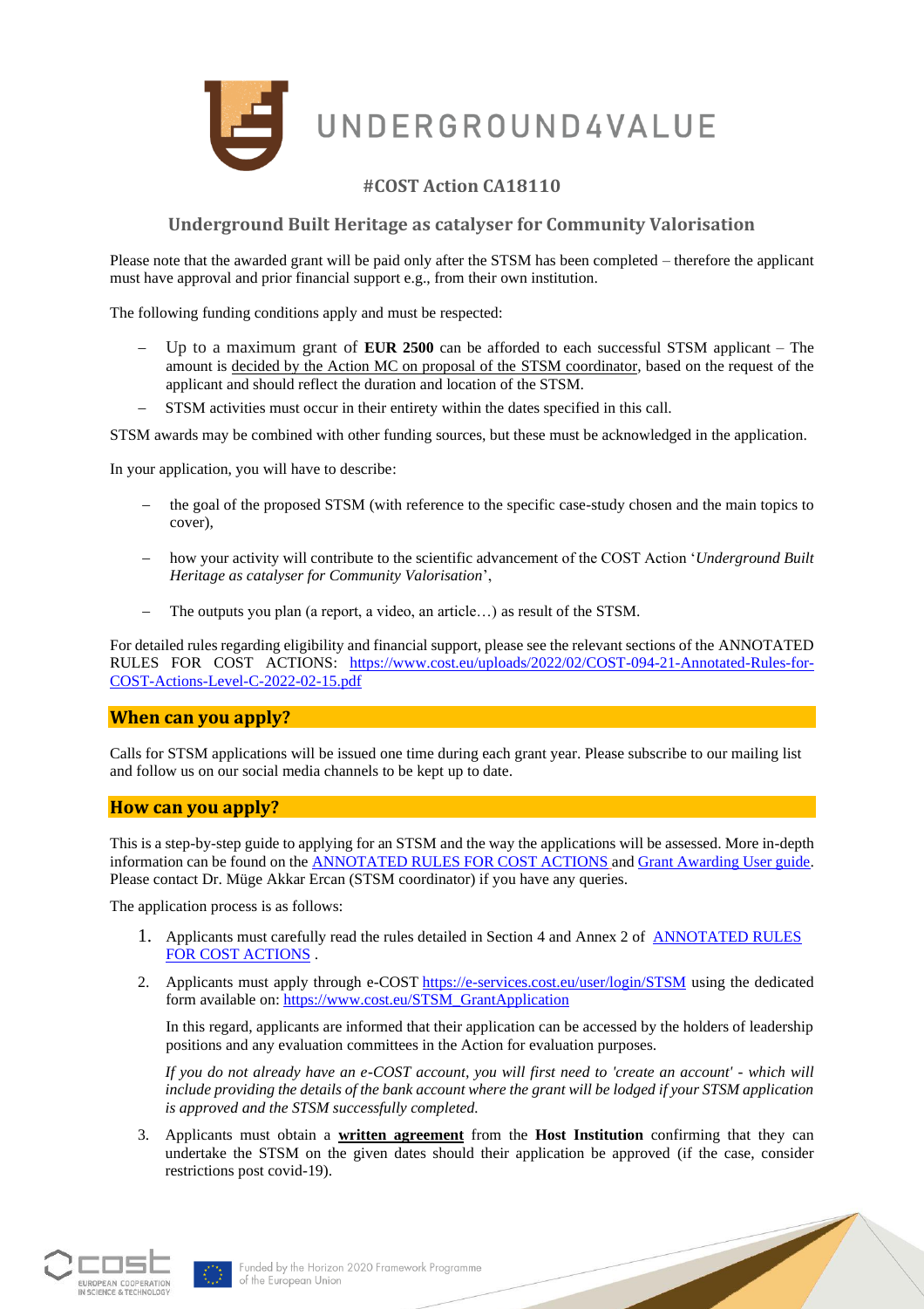# UNDERGROUND4VALUE

## #COST Action CA18110

## Underground Built Heritage as catalyser for Community Valorisation

Please note that the awarded grant will be paid only after the STSM has been completed – therefore the applicant must have approval and prior financial support e.g., from their own institution.

The following funding conditions apply and must be respected:

- Up to a maximum grant of **EUR 2500** can be afforded to each successful STSM applicant – The amount is decided by the Action MC on proposal of the STSM coordinator, based on the request of the applicant and should reflect the duration and location of the STSM.
- STSM activities must occur in their entirety within the dates specified in this call.

STSM awards may be combined with other funding sources, but these must be acknowledged in the application.

In your application, you will have to describe:

- the goal of the proposed STSM (with reference to the specific case-study chosen and the main topics to cover),
- how your activity will contribute to the scientific advancement of the COST Action '*Underground Built Heritage as catalyser for Community Valorisation*',
- The outputs you plan (a report, a video, an article…) as result of the STSM.

For detailed rules regarding eligibility and financial support, please see the relevant sections of the ANNOTATED RULES FOR COST ACTIONS: [https://www.cost.eu/uploads/2022/02/COST-094-21-Annotated-Rules-for-COST-Actions-Level-C-2022-02-15.pdf](https://www.cost.eu/uploads/2022/02/COST-094-21-Annotated-Rules-for-COST-Actions-Level-C-2022-02-15.pdf)

## When can you apply?

Calls for STSM applications will be issued one time during each grant year. Please subscribe to our mailing list and follow us on our social media channels to be kept up to date.

## How can you apply?

This is a step-by-step guide to applying for an STSM and the way the applications will be assessed. More in-depth information can be found on the ANNOTATED RULES FOR COST ACTIONS and Grant Awarding User guide. Please contact Dr. Müge Akkar Ercan (STSM coordinator) if you have any queries.

The application process is as follows:

1. Applicants must carefully read the rules detailed in Section 4 and Annex 2 of ANNOTATED RULES FOR COST ACTIONS .
2. Applicants must apply through e-COST [https://e-services.cost.eu/user/login/STSM](https://e-services.cost.eu/user/login/STSM) using the dedicated form available on: [https://www.cost.eu/STSM_GrantApplication](https://www.cost.eu/STSM_GrantApplication)

   In this regard, applicants are informed that their application can be accessed by the holders of leadership positions and any evaluation committees in the Action for evaluation purposes.

   *If you do not already have an e-COST account, you will first need to 'create an account' - which will include providing the details of the bank account where the grant will be lodged if your STSM application is approved and the STSM successfully completed.*

3. Applicants must obtain a **written agreement** from the **Host Institution** confirming that they can undertake the STSM on the given dates should their application be approved (if the case, consider restrictions post covid-19).

Funded by the Horizon 2020 Framework Programme of the European Union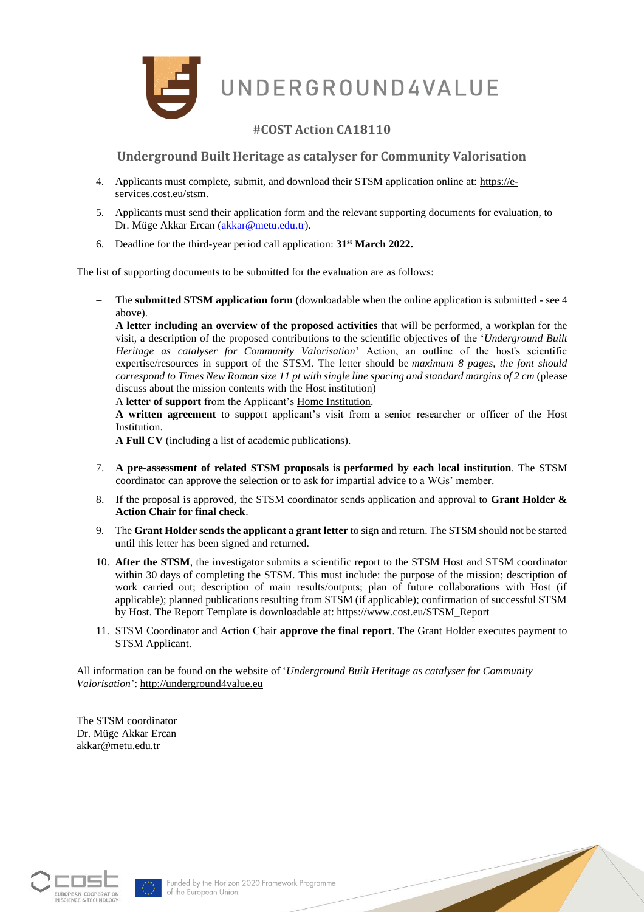UNDERGROUND4VALUE

## #COST Action CA18110

## Underground Built Heritage as catalyser for Community Valorisation

4. Applicants must complete, submit, and download their STSM application online at: https://e-services.cost.eu/stsm.
5. Applicants must send their application form and the relevant supporting documents for evaluation, to Dr. Müge Akkar Ercan (akkar@metu.edu.tr).
6. Deadline for the third-year period call application: **31st March 2022.**

The list of supporting documents to be submitted for the evaluation are as follows:

- The **submitted STSM application form** (downloadable when the online application is submitted - see 4 above).
- **A letter including an overview of the proposed activities** that will be performed, a workplan for the visit, a description of the proposed contributions to the scientific objectives of the '*Underground Built Heritage as catalyser for Community Valorisation*' Action, an outline of the host's scientific expertise/resources in support of the STSM. The letter should be *maximum 8 pages, the font should correspond to Times New Roman size 11 pt with single line spacing and standard margins of 2 cm* (please discuss about the mission contents with the Host institution)
- A **letter of support** from the Applicant's Home Institution.
- **A written agreement** to support applicant's visit from a senior researcher or officer of the Host Institution.
- **A Full CV** (including a list of academic publications).

7. **A pre-assessment of related STSM proposals is performed by each local institution**. The STSM coordinator can approve the selection or to ask for impartial advice to a WGs' member.
8. If the proposal is approved, the STSM coordinator sends application and approval to **Grant Holder & Action Chair for final check**.
9. The **Grant Holder sends the applicant a grant letter** to sign and return. The STSM should not be started until this letter has been signed and returned.
10. **After the STSM**, the investigator submits a scientific report to the STSM Host and STSM coordinator within 30 days of completing the STSM. This must include: the purpose of the mission; description of work carried out; description of main results/outputs; plan of future collaborations with Host (if applicable); planned publications resulting from STSM (if applicable); confirmation of successful STSM by Host. The Report Template is downloadable at: https://www.cost.eu/STSM_Report
11. STSM Coordinator and Action Chair **approve the final report**. The Grant Holder executes payment to STSM Applicant.

All information can be found on the website of '*Underground Built Heritage as catalyser for Community Valorisation*': http://underground4value.eu

The STSM coordinator
Dr. Müge Akkar Ercan
akkar@metu.edu.tr

EUROPEAN COOPERATION IN SCIENCE & TECHNOLOGY

Funded by the Horizon 2020 Framework Programme of the European Union